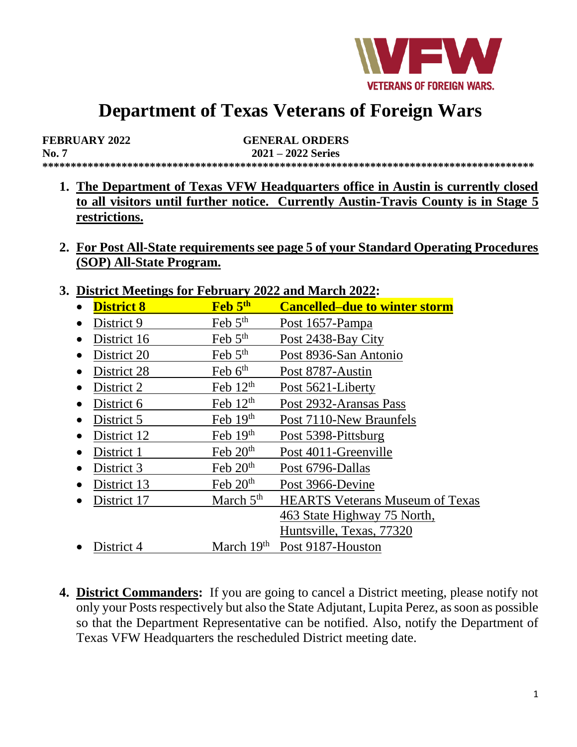VETERANS OF FOREIGN WARS.

# Department of Texas Veterans of Foreign Wars

**FEBRUARY 2022** **GENERAL ORDERS**
**No. 7** **2021 – 2022 Series**

**************************************************************************************

1. **The Department of Texas VFW Headquarters office in Austin is currently closed to all visitors until further notice. Currently Austin-Travis County is in Stage 5 restrictions.**

2. **For Post All-State requirements see page 5 of your Standard Operating Procedures (SOP) All-State Program.**

3. **District Meetings for February 2022 and March 2022:**
   - **District 8** — **Feb 5th** — **Cancelled–due to winter storm**
   - District 9 — Feb 5th — Post 1657-Pampa
   - District 16 — Feb 5th — Post 2438-Bay City
   - District 20 — Feb 5th — Post 8936-San Antonio
   - District 28 — Feb 6th — Post 8787-Austin
   - District 2 — Feb 12th — Post 5621-Liberty
   - District 6 — Feb 12th — Post 2932-Aransas Pass
   - District 5 — Feb 19th — Post 7110-New Braunfels
   - District 12 — Feb 19th — Post 5398-Pittsburg
   - District 1 — Feb 20th — Post 4011-Greenville
   - District 3 — Feb 20th — Post 6796-Dallas
   - District 13 — Feb 20th — Post 3966-Devine
   - District 17 — March 5th — HEARTS Veterans Museum of Texas, 463 State Highway 75 North, Huntsville, Texas, 77320
   - District 4 — March 19th — Post 9187-Houston

4. **District Commanders:** If you are going to cancel a District meeting, please notify not only your Posts respectively but also the State Adjutant, Lupita Perez, as soon as possible so that the Department Representative can be notified. Also, notify the Department of Texas VFW Headquarters the rescheduled District meeting date.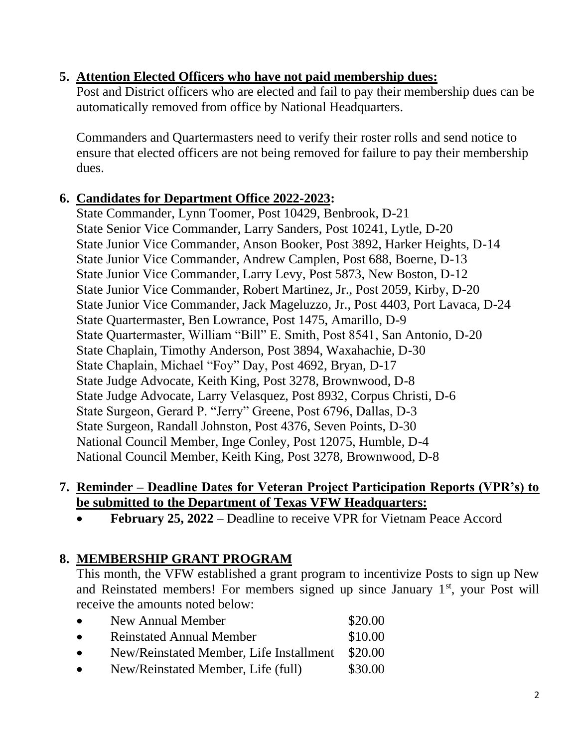5. **Attention Elected Officers who have not paid membership dues:**

   Post and District officers who are elected and fail to pay their membership dues can be automatically removed from office by National Headquarters.

   Commanders and Quartermasters need to verify their roster rolls and send notice to ensure that elected officers are not being removed for failure to pay their membership dues.

6. **Candidates for Department Office 2022-2023:**

   State Commander, Lynn Toomer, Post 10429, Benbrook, D-21
   State Senior Vice Commander, Larry Sanders, Post 10241, Lytle, D-20
   State Junior Vice Commander, Anson Booker, Post 3892, Harker Heights, D-14
   State Junior Vice Commander, Andrew Camplen, Post 688, Boerne, D-13
   State Junior Vice Commander, Larry Levy, Post 5873, New Boston, D-12
   State Junior Vice Commander, Robert Martinez, Jr., Post 2059, Kirby, D-20
   State Junior Vice Commander, Jack Mageluzzo, Jr., Post 4403, Port Lavaca, D-24
   State Quartermaster, Ben Lowrance, Post 1475, Amarillo, D-9
   State Quartermaster, William "Bill" E. Smith, Post 8541, San Antonio, D-20
   State Chaplain, Timothy Anderson, Post 3894, Waxahachie, D-30
   State Chaplain, Michael "Foy" Day, Post 4692, Bryan, D-17
   State Judge Advocate, Keith King, Post 3278, Brownwood, D-8
   State Judge Advocate, Larry Velasquez, Post 8932, Corpus Christi, D-6
   State Surgeon, Gerard P. "Jerry" Greene, Post 6796, Dallas, D-3
   State Surgeon, Randall Johnston, Post 4376, Seven Points, D-30
   National Council Member, Inge Conley, Post 12075, Humble, D-4
   National Council Member, Keith King, Post 3278, Brownwood, D-8

7. **Reminder – Deadline Dates for Veteran Project Participation Reports (VPR's) to be submitted to the Department of Texas VFW Headquarters:**

   - **February 25, 2022** – Deadline to receive VPR for Vietnam Peace Accord

8. **MEMBERSHIP GRANT PROGRAM**

   This month, the VFW established a grant program to incentivize Posts to sign up New and Reinstated members! For members signed up since January 1st, your Post will receive the amounts noted below:

   - New Annual Member $20.00
   - Reinstated Annual Member $10.00
   - New/Reinstated Member, Life Installment $20.00
   - New/Reinstated Member, Life (full) $30.00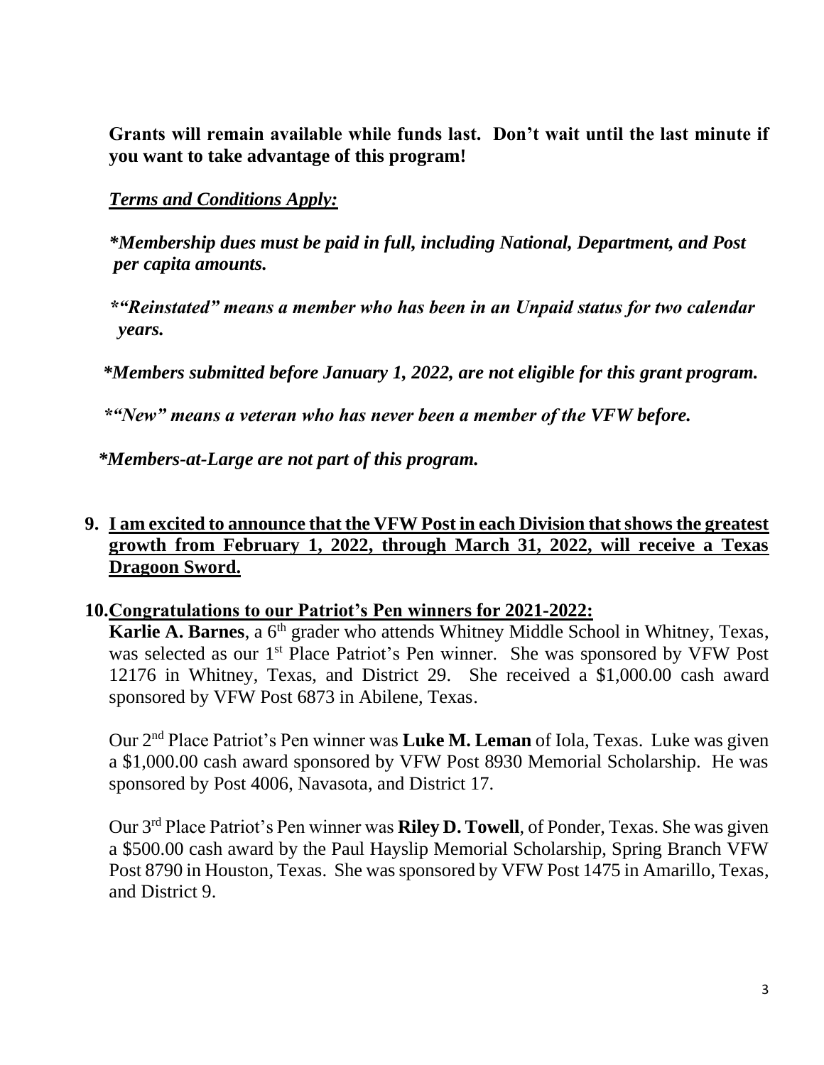**Grants will remain available while funds last. Don't wait until the last minute if you want to take advantage of this program!**

***Terms and Conditions Apply:***

***\*Membership dues must be paid in full, including National, Department, and Post per capita amounts.***

***\*"Reinstated" means a member who has been in an Unpaid status for two calendar years.***

***\*Members submitted before January 1, 2022, are not eligible for this grant program.***

***\*"New" means a veteran who has never been a member of the VFW before.***

***\*Members-at-Large are not part of this program.***

9. **I am excited to announce that the VFW Post in each Division that shows the greatest growth from February 1, 2022, through March 31, 2022, will receive a Texas Dragoon Sword.**

10. **Congratulations to our Patriot's Pen winners for 2021-2022:**

    **Karlie A. Barnes**, a 6th grader who attends Whitney Middle School in Whitney, Texas, was selected as our 1st Place Patriot's Pen winner. She was sponsored by VFW Post 12176 in Whitney, Texas, and District 29. She received a $1,000.00 cash award sponsored by VFW Post 6873 in Abilene, Texas.

    Our 2nd Place Patriot's Pen winner was **Luke M. Leman** of Iola, Texas. Luke was given a $1,000.00 cash award sponsored by VFW Post 8930 Memorial Scholarship. He was sponsored by Post 4006, Navasota, and District 17.

    Our 3rd Place Patriot's Pen winner was **Riley D. Towell**, of Ponder, Texas. She was given a $500.00 cash award by the Paul Hayslip Memorial Scholarship, Spring Branch VFW Post 8790 in Houston, Texas. She was sponsored by VFW Post 1475 in Amarillo, Texas, and District 9.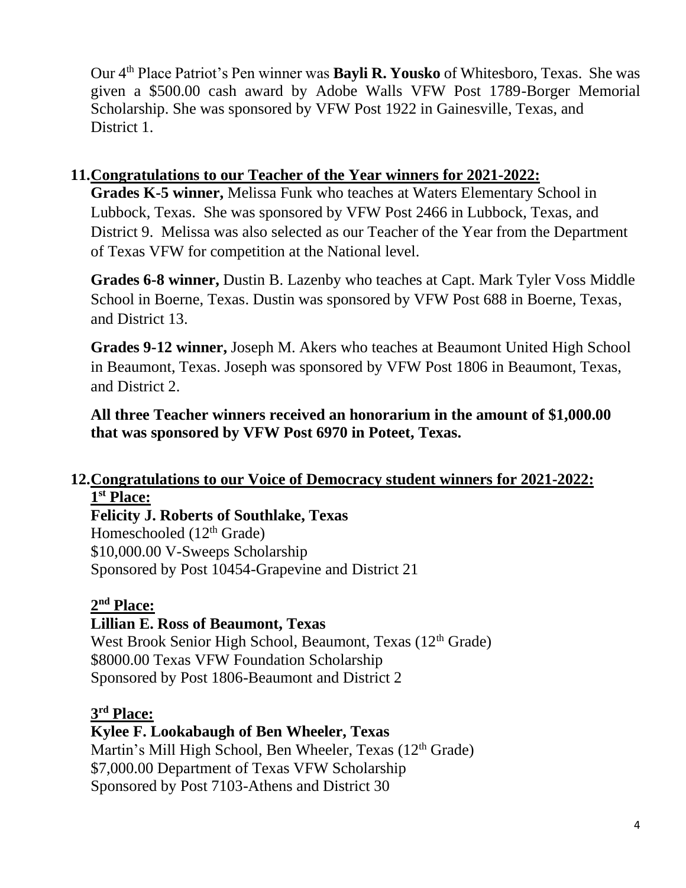Our 4th Place Patriot's Pen winner was **Bayli R. Yousko** of Whitesboro, Texas. She was given a $500.00 cash award by Adobe Walls VFW Post 1789-Borger Memorial Scholarship. She was sponsored by VFW Post 1922 in Gainesville, Texas, and District 1.

11. **Congratulations to our Teacher of the Year winners for 2021-2022:**

**Grades K-5 winner,** Melissa Funk who teaches at Waters Elementary School in Lubbock, Texas. She was sponsored by VFW Post 2466 in Lubbock, Texas, and District 9. Melissa was also selected as our Teacher of the Year from the Department of Texas VFW for competition at the National level.

**Grades 6-8 winner,** Dustin B. Lazenby who teaches at Capt. Mark Tyler Voss Middle School in Boerne, Texas. Dustin was sponsored by VFW Post 688 in Boerne, Texas, and District 13.

**Grades 9-12 winner,** Joseph M. Akers who teaches at Beaumont United High School in Beaumont, Texas. Joseph was sponsored by VFW Post 1806 in Beaumont, Texas, and District 2.

**All three Teacher winners received an honorarium in the amount of $1,000.00 that was sponsored by VFW Post 6970 in Poteet, Texas.**

12. **Congratulations to our Voice of Democracy student winners for 2021-2022:**

**1st Place:**

**Felicity J. Roberts of Southlake, Texas**
Homeschooled (12th Grade)
$10,000.00 V-Sweeps Scholarship
Sponsored by Post 10454-Grapevine and District 21

**2nd Place:**

**Lillian E. Ross of Beaumont, Texas**
West Brook Senior High School, Beaumont, Texas (12th Grade)
$8000.00 Texas VFW Foundation Scholarship
Sponsored by Post 1806-Beaumont and District 2

**3rd Place:**

**Kylee F. Lookabaugh of Ben Wheeler, Texas**
Martin's Mill High School, Ben Wheeler, Texas (12th Grade)
$7,000.00 Department of Texas VFW Scholarship
Sponsored by Post 7103-Athens and District 30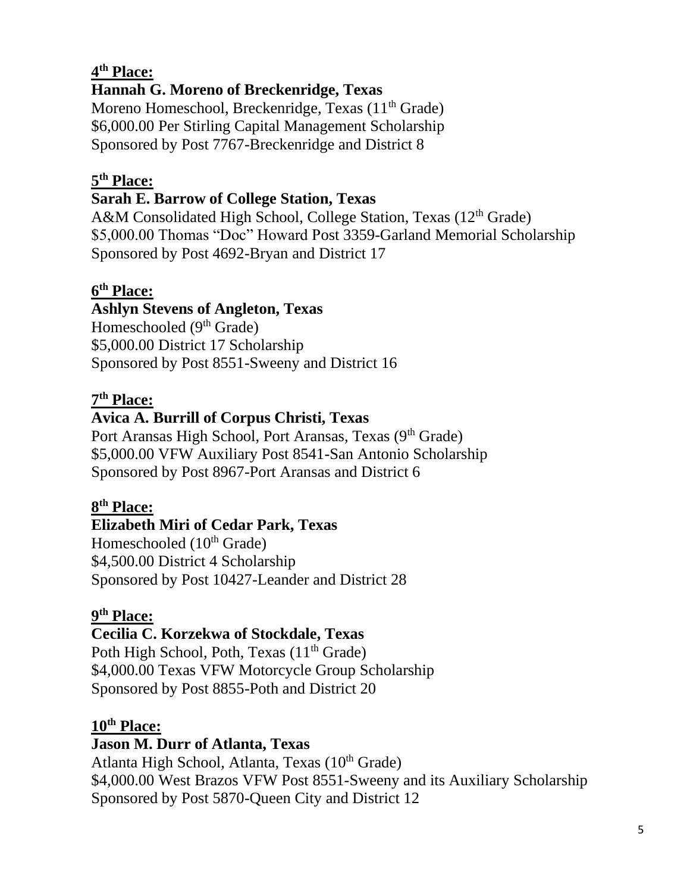**4th Place:**

**Hannah G. Moreno of Breckenridge, Texas**

Moreno Homeschool, Breckenridge, Texas (11th Grade)
$6,000.00 Per Stirling Capital Management Scholarship
Sponsored by Post 7767-Breckenridge and District 8

**5th Place:**

**Sarah E. Barrow of College Station, Texas**

A&M Consolidated High School, College Station, Texas (12th Grade)
$5,000.00 Thomas "Doc" Howard Post 3359-Garland Memorial Scholarship
Sponsored by Post 4692-Bryan and District 17

**6th Place:**

**Ashlyn Stevens of Angleton, Texas**

Homeschooled (9th Grade)
$5,000.00 District 17 Scholarship
Sponsored by Post 8551-Sweeny and District 16

**7th Place:**

**Avica A. Burrill of Corpus Christi, Texas**

Port Aransas High School, Port Aransas, Texas (9th Grade)
$5,000.00 VFW Auxiliary Post 8541-San Antonio Scholarship
Sponsored by Post 8967-Port Aransas and District 6

**8th Place:**

**Elizabeth Miri of Cedar Park, Texas**

Homeschooled (10th Grade)
$4,500.00 District 4 Scholarship
Sponsored by Post 10427-Leander and District 28

**9th Place:**

**Cecilia C. Korzekwa of Stockdale, Texas**

Poth High School, Poth, Texas (11th Grade)
$4,000.00 Texas VFW Motorcycle Group Scholarship
Sponsored by Post 8855-Poth and District 20

**10th Place:**

**Jason M. Durr of Atlanta, Texas**

Atlanta High School, Atlanta, Texas (10th Grade)
$4,000.00 West Brazos VFW Post 8551-Sweeny and its Auxiliary Scholarship
Sponsored by Post 5870-Queen City and District 12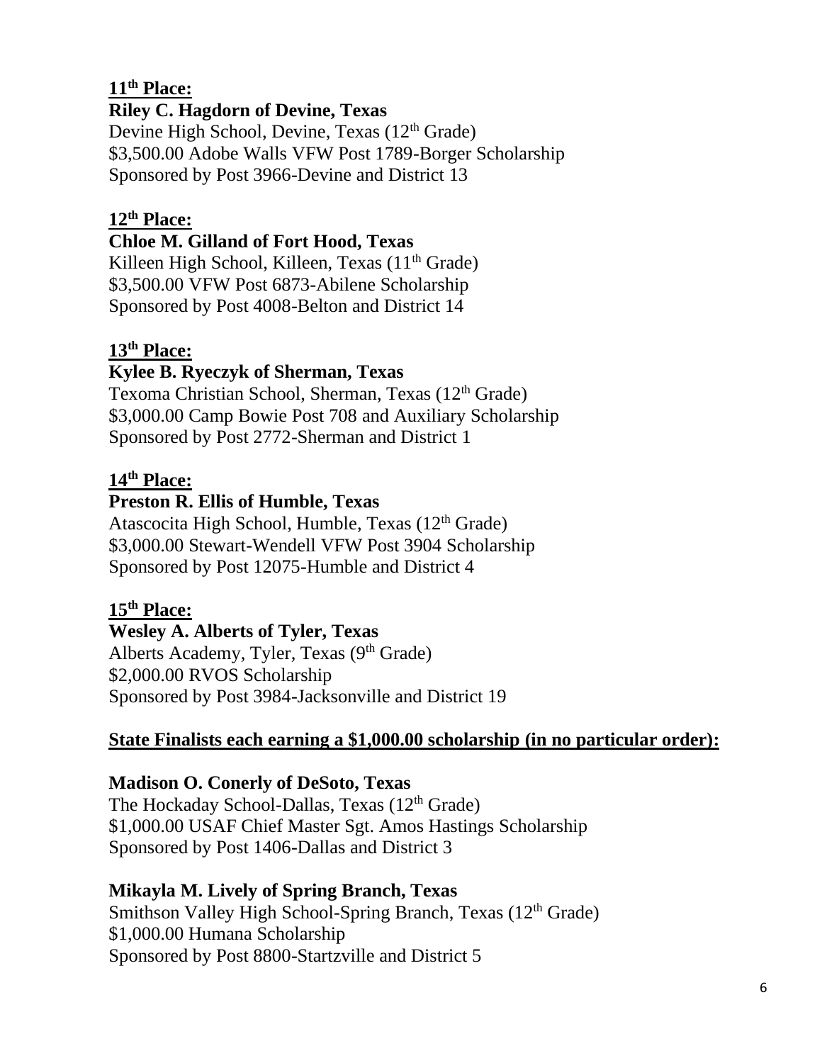**11th Place:**

**Riley C. Hagdorn of Devine, Texas**
Devine High School, Devine, Texas (12th Grade)
$3,500.00 Adobe Walls VFW Post 1789-Borger Scholarship
Sponsored by Post 3966-Devine and District 13

**12th Place:**

**Chloe M. Gilland of Fort Hood, Texas**
Killeen High School, Killeen, Texas (11th Grade)
$3,500.00 VFW Post 6873-Abilene Scholarship
Sponsored by Post 4008-Belton and District 14

**13th Place:**

**Kylee B. Ryeczyk of Sherman, Texas**
Texoma Christian School, Sherman, Texas (12th Grade)
$3,000.00 Camp Bowie Post 708 and Auxiliary Scholarship
Sponsored by Post 2772-Sherman and District 1

**14th Place:**

**Preston R. Ellis of Humble, Texas**
Atascocita High School, Humble, Texas (12th Grade)
$3,000.00 Stewart-Wendell VFW Post 3904 Scholarship
Sponsored by Post 12075-Humble and District 4

**15th Place:**

**Wesley A. Alberts of Tyler, Texas**
Alberts Academy, Tyler, Texas (9th Grade)
$2,000.00 RVOS Scholarship
Sponsored by Post 3984-Jacksonville and District 19

**State Finalists each earning a $1,000.00 scholarship (in no particular order):**

**Madison O. Conerly of DeSoto, Texas**
The Hockaday School-Dallas, Texas (12th Grade)
$1,000.00 USAF Chief Master Sgt. Amos Hastings Scholarship
Sponsored by Post 1406-Dallas and District 3

**Mikayla M. Lively of Spring Branch, Texas**
Smithson Valley High School-Spring Branch, Texas (12th Grade)
$1,000.00 Humana Scholarship
Sponsored by Post 8800-Startzville and District 5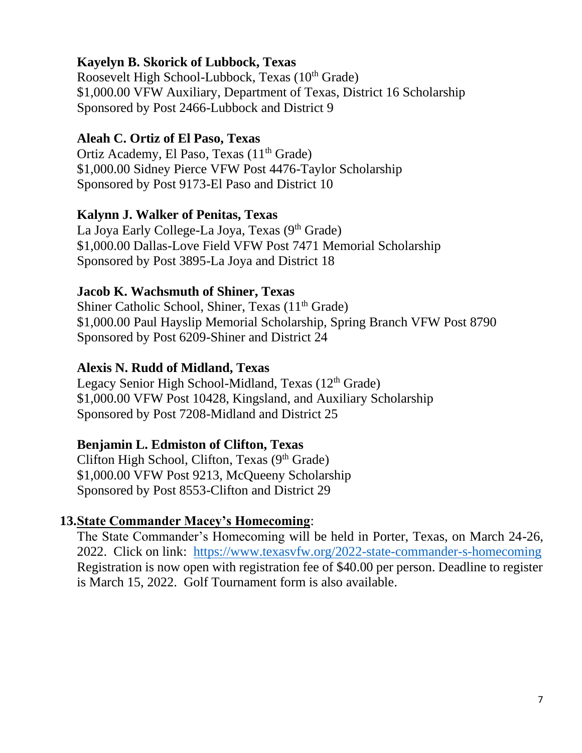**Kayelyn B. Skorick of Lubbock, Texas**
Roosevelt High School-Lubbock, Texas (10th Grade)
$1,000.00 VFW Auxiliary, Department of Texas, District 16 Scholarship
Sponsored by Post 2466-Lubbock and District 9

**Aleah C. Ortiz of El Paso, Texas**
Ortiz Academy, El Paso, Texas (11th Grade)
$1,000.00 Sidney Pierce VFW Post 4476-Taylor Scholarship
Sponsored by Post 9173-El Paso and District 10

**Kalynn J. Walker of Penitas, Texas**
La Joya Early College-La Joya, Texas (9th Grade)
$1,000.00 Dallas-Love Field VFW Post 7471 Memorial Scholarship
Sponsored by Post 3895-La Joya and District 18

**Jacob K. Wachsmuth of Shiner, Texas**
Shiner Catholic School, Shiner, Texas (11th Grade)
$1,000.00 Paul Hayslip Memorial Scholarship, Spring Branch VFW Post 8790
Sponsored by Post 6209-Shiner and District 24

**Alexis N. Rudd of Midland, Texas**
Legacy Senior High School-Midland, Texas (12th Grade)
$1,000.00 VFW Post 10428, Kingsland, and Auxiliary Scholarship
Sponsored by Post 7208-Midland and District 25

**Benjamin L. Edmiston of Clifton, Texas**
Clifton High School, Clifton, Texas (9th Grade)
$1,000.00 VFW Post 9213, McQueeny Scholarship
Sponsored by Post 8553-Clifton and District 29

13. **State Commander Macey's Homecoming**:
The State Commander's Homecoming will be held in Porter, Texas, on March 24-26, 2022. Click on link: https://www.texasvfw.org/2022-state-commander-s-homecoming Registration is now open with registration fee of $40.00 per person. Deadline to register is March 15, 2022. Golf Tournament form is also available.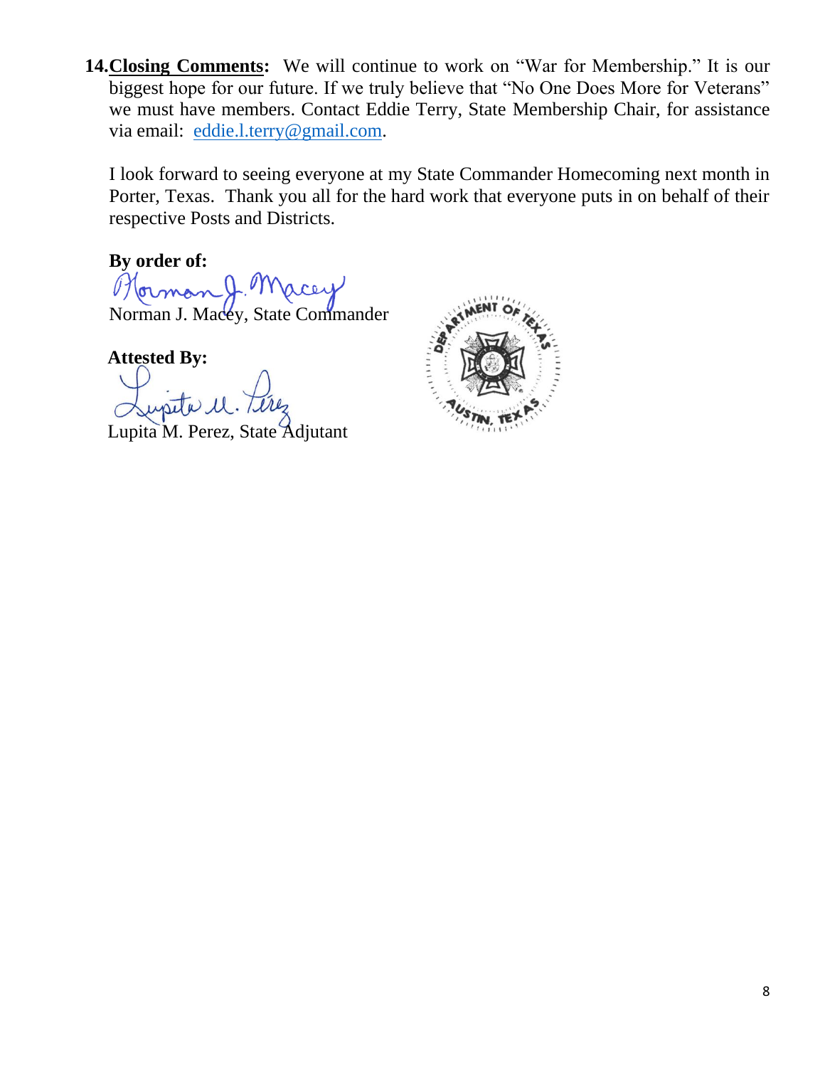**14. <u>Closing Comments</u>:** We will continue to work on "War for Membership." It is our biggest hope for our future. If we truly believe that "No One Does More for Veterans" we must have members. Contact Eddie Terry, State Membership Chair, for assistance via email: eddie.l.terry@gmail.com.

I look forward to seeing everyone at my State Commander Homecoming next month in Porter, Texas. Thank you all for the hard work that everyone puts in on behalf of their respective Posts and Districts.

**By order of:**

Norman J. Macey, State Commander

**Attested By:**

Lupita M. Perez, State Adjutant